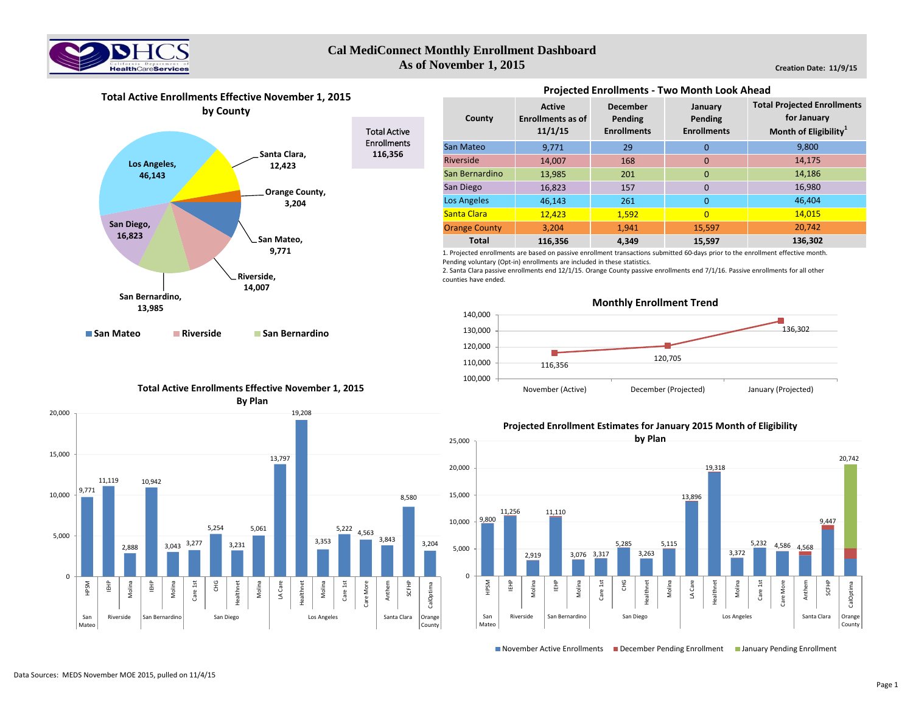# Cal MediConnect Monthly Enrollment Dashboard
## As of November 1, 2015

Creation Date: 11/9/15

### Total Active Enrollments Effective November 1, 2015 by County

Total Active Enrollments 116,356

| County | Active Enrollments |
|---|---|
| Los Angeles | 46,143 |
| Santa Clara | 12,423 |
| Orange County | 3,204 |
| San Mateo | 9,771 |
| Riverside | 14,007 |
| San Bernardino | 13,985 |
| San Diego | 16,823 |

### Projected Enrollments - Two Month Look Ahead

| County | Active Enrollments as of 11/1/15 | December Pending Enrollments | January Pending Enrollments | Total Projected Enrollments for January Month of Eligibility[1] |
|---|---|---|---|---|
| San Mateo | 9,771 | 29 | 0 | 9,800 |
| Riverside | 14,007 | 168 | 0 | 14,175 |
| San Bernardino | 13,985 | 201 | 0 | 14,186 |
| San Diego | 16,823 | 157 | 0 | 16,980 |
| Los Angeles | 46,143 | 261 | 0 | 46,404 |
| Santa Clara | 12,423 | 1,592 | 0 | 14,015 |
| Orange County | 3,204 | 1,941 | 15,597 | 20,742 |
| **Total** | **116,356** | **4,349** | **15,597** | **136,302** |

1. Projected enrollments are based on passive enrollment transactions submitted 60-days prior to the enrollment effective month. Pending voluntary (Opt-in) enrollments are included in these statistics.
2. Santa Clara passive enrollments end 12/1/15. Orange County passive enrollments end 7/1/16. Passive enrollments for all other counties have ended.

### Monthly Enrollment Trend

| Month | Enrollment |
|---|---|
| November (Active) | 116,356 |
| December (Projected) | 120,705 |
| January (Projected) | 136,302 |

### Total Active Enrollments Effective November 1, 2015 By Plan

| County | Plan | Enrollments |
|---|---|---|
| San Mateo | HPSM | 9,771 |
| Riverside | IEHP | 11,119 |
| Riverside | Molina | 2,888 |
| San Bernardino | IEHP | 10,942 |
| San Bernardino | Molina | 3,043 |
| San Diego | Care 1st | 3,277 |
| San Diego | CHG | 5,254 |
| San Diego | Healthnet | 3,231 |
| San Diego | Molina | 5,061 |
| Los Angeles | LA Care | 13,797 |
| Los Angeles | Healthnet | 19,208 |
| Los Angeles | Molina | 3,353 |
| Los Angeles | Care 1st | 5,222 |
| Los Angeles | Care More | 4,563 |
| Santa Clara | Anthem | 3,843 |
| Santa Clara | SCFHP | 8,580 |
| Orange County | CalOptima | 3,204 |

### Projected Enrollment Estimates for January 2015 Month of Eligibility by Plan

(November Active Enrollments, December Pending Enrollment, January Pending Enrollment)

| County | Plan | Projected Total |
|---|---|---|
| San Mateo | HPSM | 9,800 |
| Riverside | IEHP | 11,256 |
| Riverside | Molina | 2,919 |
| San Bernardino | IEHP | 11,110 |
| San Bernardino | Molina | 3,076 |
| San Diego | Care 1st | 3,317 |
| San Diego | CHG | 5,285 |
| San Diego | Healthnet | 3,263 |
| San Diego | Molina | 5,115 |
| Los Angeles | LA Care | 13,896 |
| Los Angeles | Healthnet | 19,318 |
| Los Angeles | Molina | 3,372 |
| Los Angeles | Care 1st | 5,232 |
| Los Angeles | Care More | 4,586 |
| Santa Clara | Anthem | 4,568 |
| Santa Clara | SCFHP | 9,447 |
| Orange County | CalOptima | 20,742 |

Data Sources: MEDS November MOE 2015, pulled on 11/4/15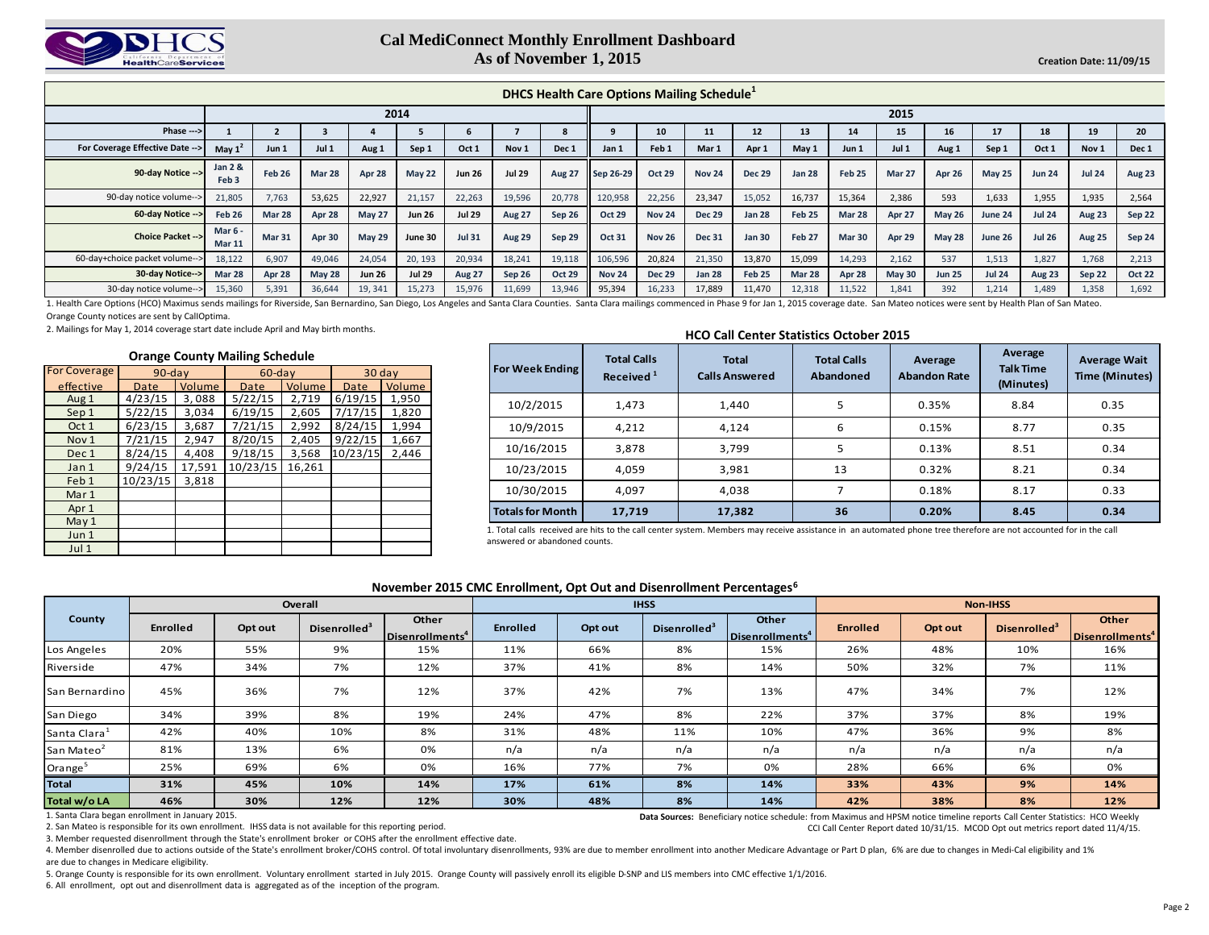# Cal MediConnect Monthly Enrollment Dashboard
## As of November 1, 2015

Creation Date: 11/09/15

### DHCS Health Care Options Mailing Schedule[1]

| | 2014 | | | | | | | | 2015 | | | | | | | | | | | |
|---|---|---|---|---|---|---|---|---|---|---|---|---|---|---|---|---|---|---|---|---|
| Phase ---> | 1 | 2 | 3 | 4 | 5 | 6 | 7 | 8 | 9 | 10 | 11 | 12 | 13 | 14 | 15 | 16 | 17 | 18 | 19 | 20 |
| For Coverage Effective Date --> | May 1[2] | Jun 1 | Jul 1 | Aug 1 | Sep 1 | Oct 1 | Nov 1 | Dec 1 | Jan 1 | Feb 1 | Mar 1 | Apr 1 | May 1 | Jun 1 | Jul 1 | Aug 1 | Sep 1 | Oct 1 | Nov 1 | Dec 1 |
| 90-day Notice --> | Jan 2 & Feb 3 | Feb 26 | Mar 28 | Apr 28 | May 22 | Jun 26 | Jul 29 | Aug 27 | Sep 26-29 | Oct 29 | Nov 24 | Dec 29 | Jan 28 | Feb 25 | Mar 27 | Apr 26 | May 25 | Jun 24 | Jul 24 | Aug 23 |
| 90-day notice volume--> | 21,805 | 7,763 | 53,625 | 22,927 | 21,157 | 22,263 | 19,596 | 20,778 | 120,958 | 22,256 | 23,347 | 15,052 | 16,737 | 15,364 | 2,386 | 593 | 1,633 | 1,955 | 1,935 | 2,564 |
| 60-day Notice --> | Feb 26 | Mar 28 | Apr 28 | May 27 | Jun 26 | Jul 29 | Aug 27 | Sep 26 | Oct 29 | Nov 24 | Dec 29 | Jan 28 | Feb 25 | Mar 28 | Apr 27 | May 26 | June 24 | Jul 24 | Aug 23 | Sep 22 |
| Choice Packet --> | Mar 6 - Mar 11 | Mar 31 | Apr 30 | May 29 | June 30 | Jul 31 | Aug 29 | Sep 29 | Oct 31 | Nov 26 | Dec 31 | Jan 30 | Feb 27 | Mar 30 | Apr 29 | May 28 | June 26 | Jul 26 | Aug 25 | Sep 24 |
| 60-day+choice packet volume--> | 18,122 | 6,907 | 49,046 | 24,054 | 20, 193 | 20,934 | 18,241 | 19,118 | 106,596 | 20,824 | 21,350 | 13,870 | 15,099 | 14,293 | 2,162 | 537 | 1,513 | 1,827 | 1,768 | 2,213 |
| 30-day Notice--> | Mar 28 | Apr 28 | May 28 | Jun 26 | Jul 29 | Aug 27 | Sep 26 | Oct 29 | Nov 24 | Dec 29 | Jan 28 | Feb 25 | Mar 28 | Apr 28 | May 30 | Jun 25 | Jul 24 | Aug 23 | Sep 22 | Oct 22 |
| 30-day notice volume--> | 15,360 | 5,391 | 36,644 | 19, 341 | 15,273 | 15,976 | 11,699 | 13,946 | 95,394 | 16,233 | 17,889 | 11,470 | 12,318 | 11,522 | 1,841 | 392 | 1,214 | 1,489 | 1,358 | 1,692 |

1. Health Care Options (HCO) Maximus sends mailings for Riverside, San Bernardino, San Diego, Los Angeles and Santa Clara Counties. Santa Clara mailings commenced in Phase 9 for Jan 1, 2015 coverage date. San Mateo notices were sent by Health Plan of San Mateo. Orange County notices are sent by CallOptima.

2. Mailings for May 1, 2014 coverage start date include April and May birth months.

### Orange County Mailing Schedule

| For Coverage | 90-day | | 60-day | | 30 day | |
|---|---|---|---|---|---|---|
| effective | Date | Volume | Date | Volume | Date | Volume |
| Aug 1 | 4/23/15 | 3,088 | 5/22/15 | 2,719 | 6/19/15 | 1,950 |
| Sep 1 | 5/22/15 | 3,034 | 6/19/15 | 2,605 | 7/17/15 | 1,820 |
| Oct 1 | 6/23/15 | 3,687 | 7/21/15 | 2,992 | 8/24/15 | 1,994 |
| Nov 1 | 7/21/15 | 2,947 | 8/20/15 | 2,405 | 9/22/15 | 1,667 |
| Dec 1 | 8/24/15 | 4,408 | 9/18/15 | 3,568 | 10/23/15 | 2,446 |
| Jan 1 | 9/24/15 | 17,591 | 10/23/15 | 16,261 | | |
| Feb 1 | 10/23/15 | 3,818 | | | | |
| Mar 1 | | | | | | |
| Apr 1 | | | | | | |
| May 1 | | | | | | |
| Jun 1 | | | | | | |
| Jul 1 | | | | | | |

### HCO Call Center Statistics October 2015

| For Week Ending | Total Calls Received[1] | Total Calls Answered | Total Calls Abandoned | Average Abandon Rate | Average Talk Time (Minutes) | Average Wait Time (Minutes) |
|---|---|---|---|---|---|---|
| 10/2/2015 | 1,473 | 1,440 | 5 | 0.35% | 8.84 | 0.35 |
| 10/9/2015 | 4,212 | 4,124 | 6 | 0.15% | 8.77 | 0.35 |
| 10/16/2015 | 3,878 | 3,799 | 5 | 0.13% | 8.51 | 0.34 |
| 10/23/2015 | 4,059 | 3,981 | 13 | 0.32% | 8.21 | 0.34 |
| 10/30/2015 | 4,097 | 4,038 | 7 | 0.18% | 8.17 | 0.33 |
| **Totals for Month** | **17,719** | **17,382** | **36** | **0.20%** | **8.45** | **0.34** |

1. Total calls received are hits to the call center system. Members may receive assistance in an automated phone tree therefore are not accounted for in the call answered or abandoned counts.

### November 2015 CMC Enrollment, Opt Out and Disenrollment Percentages[6]

| County | Overall | | | | IHSS | | | | Non-IHSS | | | |
|---|---|---|---|---|---|---|---|---|---|---|---|---|
| | Enrolled | Opt out | Disenrolled[3] | Other Disenrollments[4] | Enrolled | Opt out | Disenrolled[3] | Other Disenrollments[4] | Enrolled | Opt out | Disenrolled[3] | Other Disenrollments[4] |
| Los Angeles | 20% | 55% | 9% | 15% | 11% | 66% | 8% | 15% | 26% | 48% | 10% | 16% |
| Riverside | 47% | 34% | 7% | 12% | 37% | 41% | 8% | 14% | 50% | 32% | 7% | 11% |
| San Bernardino | 45% | 36% | 7% | 12% | 37% | 42% | 7% | 13% | 47% | 34% | 7% | 12% |
| San Diego | 34% | 39% | 8% | 19% | 24% | 47% | 8% | 22% | 37% | 37% | 8% | 19% |
| Santa Clara[1] | 42% | 40% | 10% | 8% | 31% | 48% | 11% | 10% | 47% | 36% | 9% | 8% |
| San Mateo[2] | 81% | 13% | 6% | 0% | n/a | n/a | n/a | n/a | n/a | n/a | n/a | n/a |
| Orange[5] | 25% | 69% | 6% | 0% | 16% | 77% | 7% | 0% | 28% | 66% | 6% | 0% |
| **Total** | **31%** | **45%** | **10%** | **14%** | **17%** | **61%** | **8%** | **14%** | **33%** | **43%** | **9%** | **14%** |
| **Total w/o LA** | **46%** | **30%** | **12%** | **12%** | **30%** | **48%** | **8%** | **14%** | **42%** | **38%** | **8%** | **12%** |

1. Santa Clara began enrollment in January 2015.

2. San Mateo is responsible for its own enrollment. IHSS data is not available for this reporting period.

3. Member requested disenrollment through the State's enrollment broker or COHS after the enrollment effective date.

4. Member disenrolled due to actions outside of the State's enrollment broker/COHS control. Of total involuntary disenrollments, 93% are due to member enrollment into another Medicare Advantage or Part D plan, 6% are due to changes in Medi-Cal eligibility and 1% are due to changes in Medicare eligibility.

5. Orange County is responsible for its own enrollment. Voluntary enrollment started in July 2015. Orange County will passively enroll its eligible D-SNP and LIS members into CMC effective 1/1/2016.

6. All enrollment, opt out and disenrollment data is aggregated as of the inception of the program.

**Data Sources:** Beneficiary notice schedule: from Maximus and HPSM notice timeline reports Call Center Statistics: HCO Weekly CCI Call Center Report dated 10/31/15. MCOD Opt out metrics report dated 11/4/15.